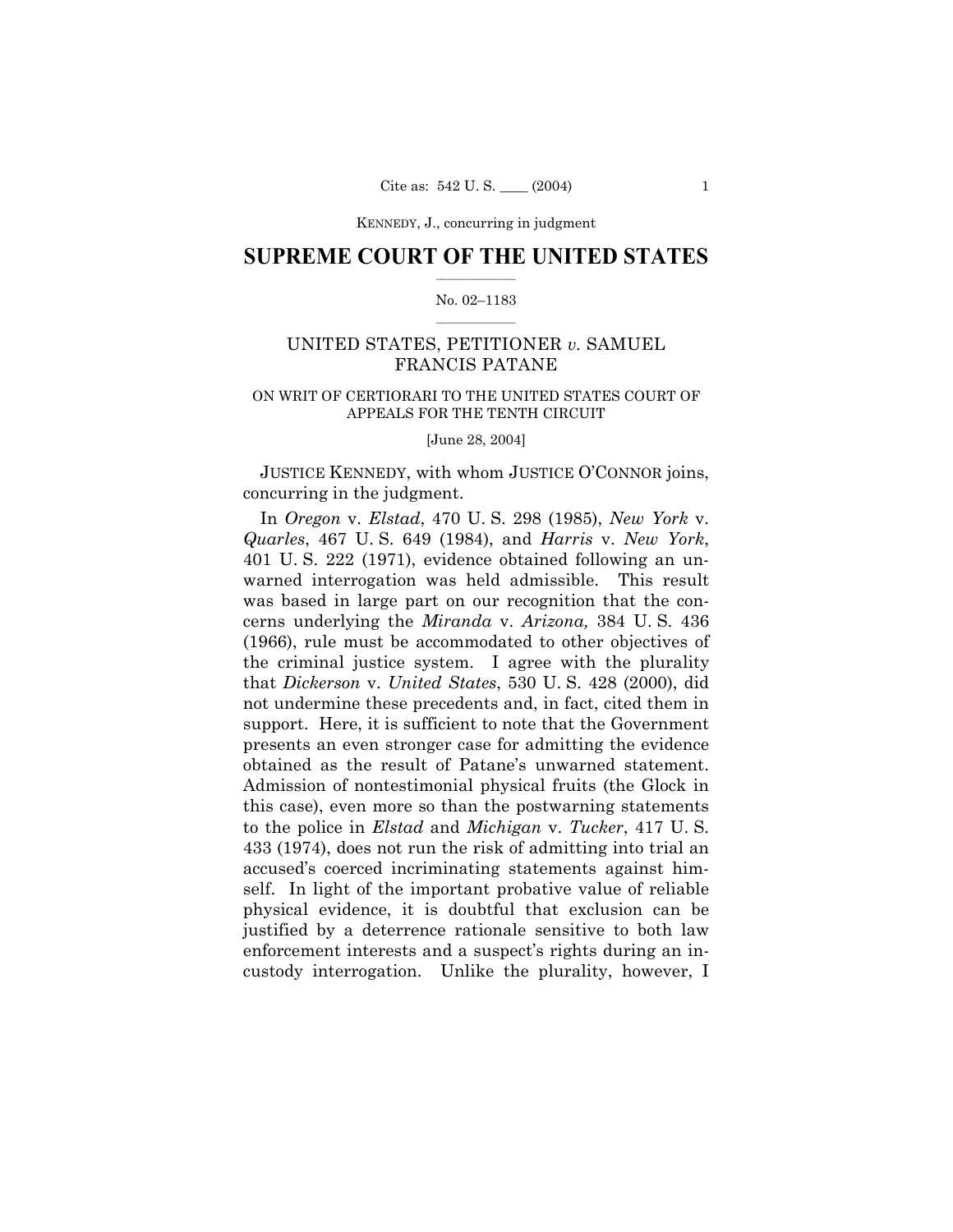# SUPREME COURT OF THE UNITED STATES

No. 02–1183

UNITED STATES, PETITIONER *v.* SAMUEL FRANCIS PATANE

ON WRIT OF CERTIORARI TO THE UNITED STATES COURT OF APPEALS FOR THE TENTH CIRCUIT

[June 28, 2004]

JUSTICE KENNEDY, with whom JUSTICE O'CONNOR joins, concurring in the judgment.

In *Oregon* v. *Elstad*, 470 U. S. 298 (1985), *New York* v. *Quarles*, 467 U. S. 649 (1984), and *Harris* v. *New York*, 401 U. S. 222 (1971), evidence obtained following an unwarned interrogation was held admissible. This result was based in large part on our recognition that the concerns underlying the *Miranda* v. *Arizona,* 384 U. S. 436 (1966), rule must be accommodated to other objectives of the criminal justice system. I agree with the plurality that *Dickerson* v. *United States*, 530 U. S. 428 (2000), did not undermine these precedents and, in fact, cited them in support. Here, it is sufficient to note that the Government presents an even stronger case for admitting the evidence obtained as the result of Patane's unwarned statement. Admission of nontestimonial physical fruits (the Glock in this case), even more so than the postwarning statements to the police in *Elstad* and *Michigan* v. *Tucker*, 417 U. S. 433 (1974), does not run the risk of admitting into trial an accused's coerced incriminating statements against himself. In light of the important probative value of reliable physical evidence, it is doubtful that exclusion can be justified by a deterrence rationale sensitive to both law enforcement interests and a suspect's rights during an in-custody interrogation. Unlike the plurality, however, I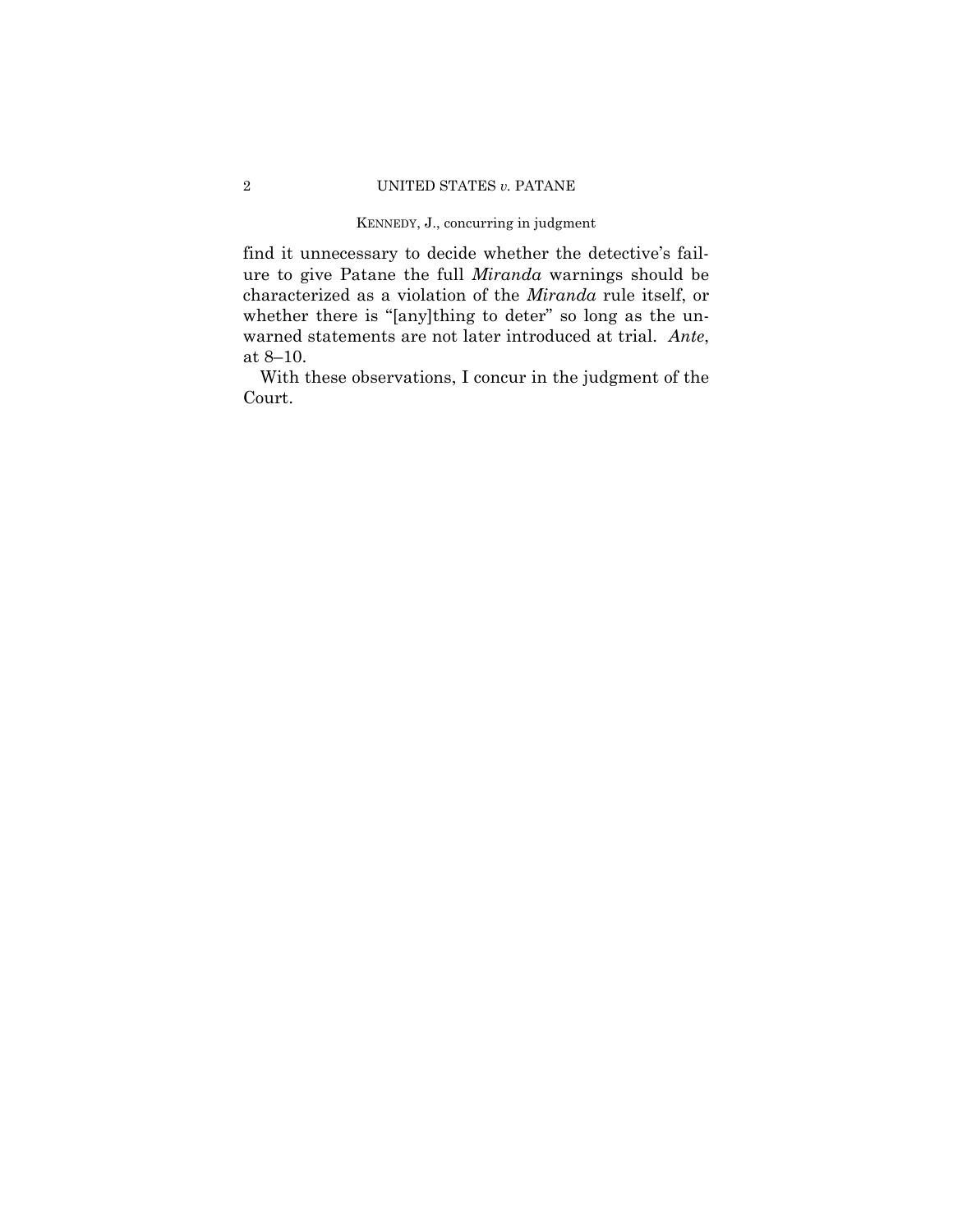find it unnecessary to decide whether the detective's failure to give Patane the full *Miranda* warnings should be characterized as a violation of the *Miranda* rule itself, or whether there is "[any]thing to deter" so long as the unwarned statements are not later introduced at trial. *Ante*, at 8–10.

With these observations, I concur in the judgment of the Court.